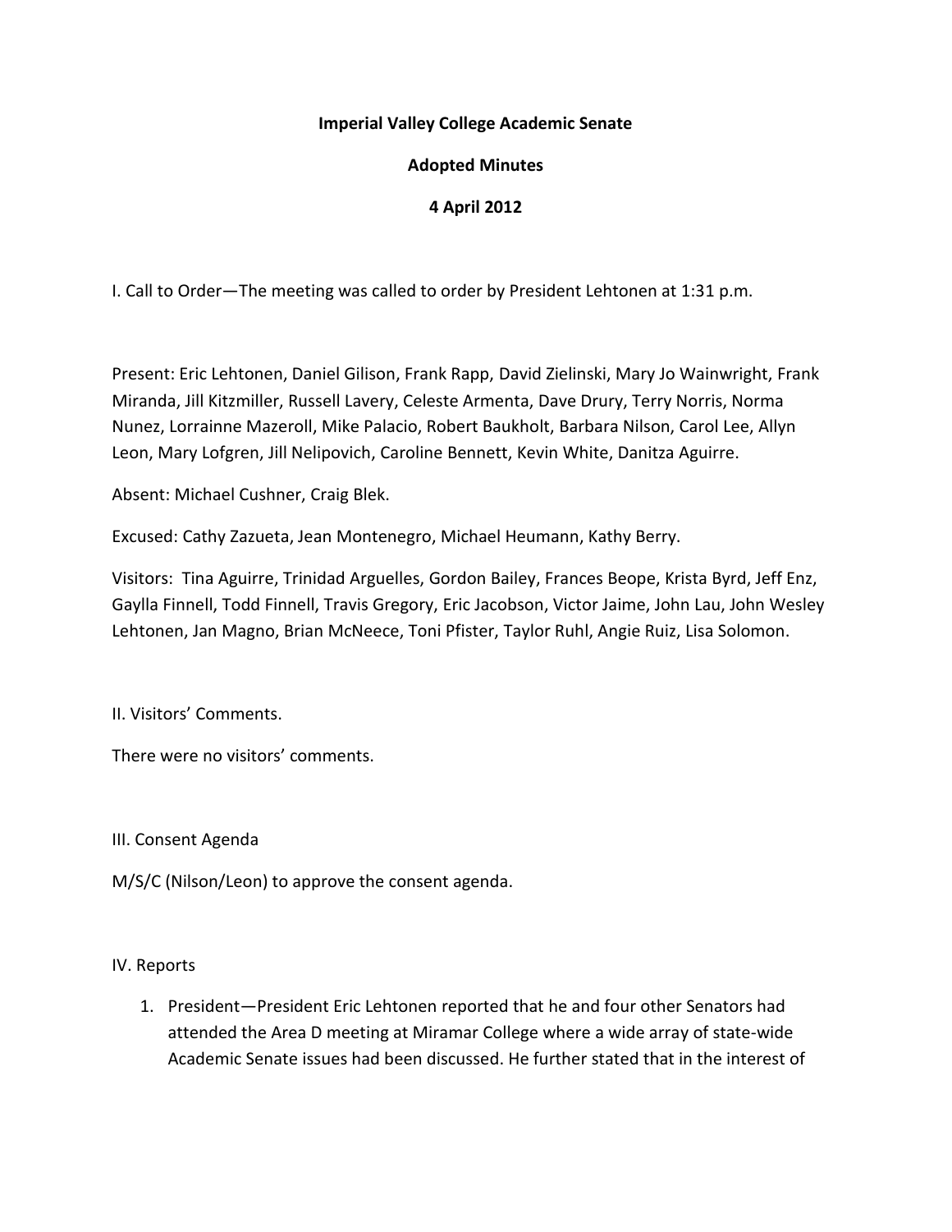# Imperial Valley College Academic Senate

## Adopted Minutes

### 4 April 2012

I. Call to Order—The meeting was called to order by President Lehtonen at 1:31 p.m.

Present: Eric Lehtonen, Daniel Gilison, Frank Rapp, David Zielinski, Mary Jo Wainwright, Frank Miranda, Jill Kitzmiller, Russell Lavery, Celeste Armenta, Dave Drury, Terry Norris, Norma Nunez, Lorrainne Mazeroll, Mike Palacio, Robert Baukholt, Barbara Nilson, Carol Lee, Allyn Leon, Mary Lofgren, Jill Nelipovich, Caroline Bennett, Kevin White, Danitza Aguirre.

Absent: Michael Cushner, Craig Blek.

Excused: Cathy Zazueta, Jean Montenegro, Michael Heumann, Kathy Berry.

Visitors: Tina Aguirre, Trinidad Arguelles, Gordon Bailey, Frances Beope, Krista Byrd, Jeff Enz, Gaylla Finnell, Todd Finnell, Travis Gregory, Eric Jacobson, Victor Jaime, John Lau, John Wesley Lehtonen, Jan Magno, Brian McNeece, Toni Pfister, Taylor Ruhl, Angie Ruiz, Lisa Solomon.

II. Visitors' Comments.

There were no visitors' comments.

III. Consent Agenda

M/S/C (Nilson/Leon) to approve the consent agenda.

IV. Reports

1. President—President Eric Lehtonen reported that he and four other Senators had attended the Area D meeting at Miramar College where a wide array of state-wide Academic Senate issues had been discussed. He further stated that in the interest of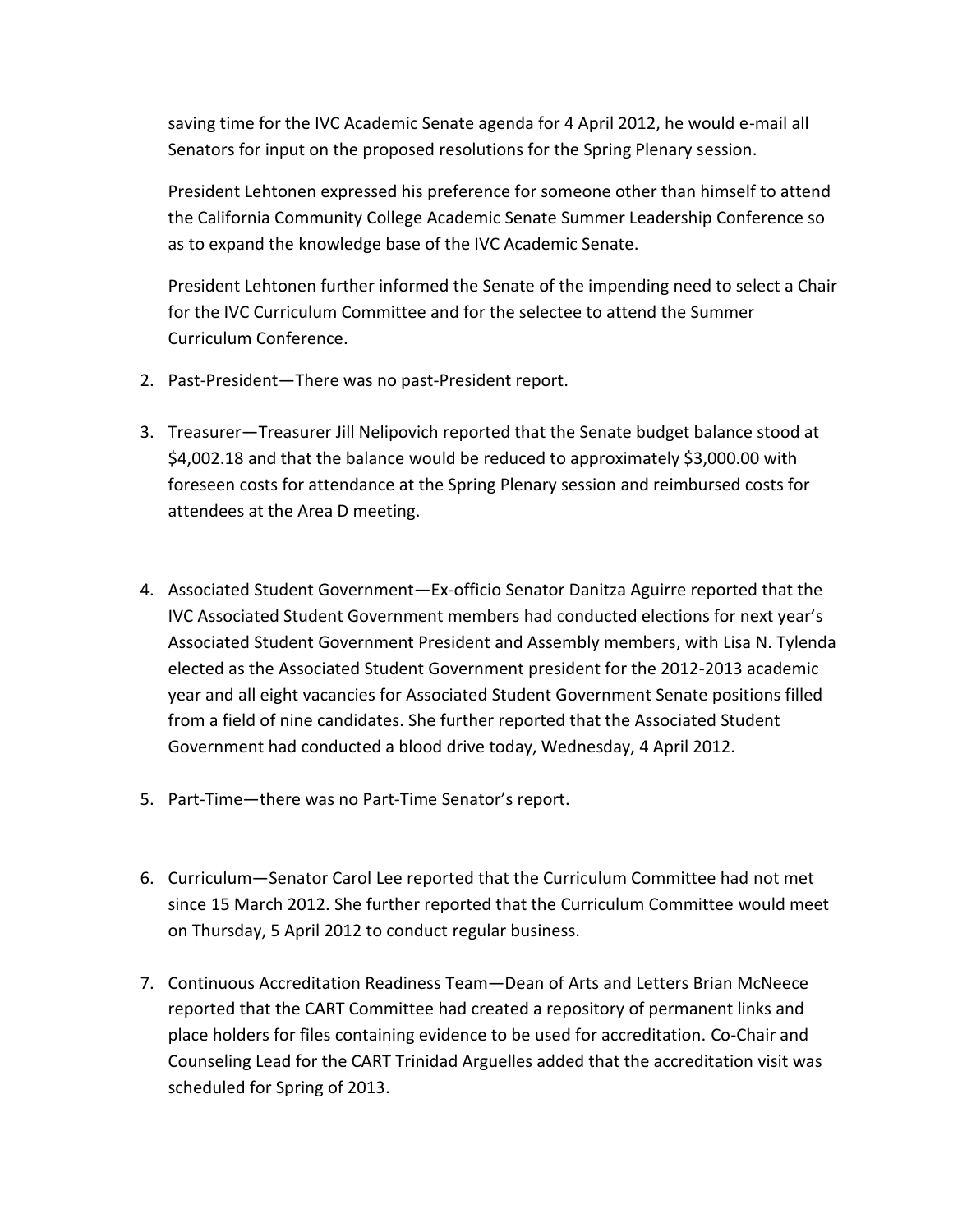saving time for the IVC Academic Senate agenda for 4 April 2012, he would e-mail all Senators for input on the proposed resolutions for the Spring Plenary session.

President Lehtonen expressed his preference for someone other than himself to attend the California Community College Academic Senate Summer Leadership Conference so as to expand the knowledge base of the IVC Academic Senate.

President Lehtonen further informed the Senate of the impending need to select a Chair for the IVC Curriculum Committee and for the selectee to attend the Summer Curriculum Conference.

2. Past-President—There was no past-President report.

3. Treasurer—Treasurer Jill Nelipovich reported that the Senate budget balance stood at $4,002.18 and that the balance would be reduced to approximately $3,000.00 with foreseen costs for attendance at the Spring Plenary session and reimbursed costs for attendees at the Area D meeting.

4. Associated Student Government—Ex-officio Senator Danitza Aguirre reported that the IVC Associated Student Government members had conducted elections for next year's Associated Student Government President and Assembly members, with Lisa N. Tylenda elected as the Associated Student Government president for the 2012-2013 academic year and all eight vacancies for Associated Student Government Senate positions filled from a field of nine candidates. She further reported that the Associated Student Government had conducted a blood drive today, Wednesday, 4 April 2012.

5. Part-Time—there was no Part-Time Senator's report.

6. Curriculum—Senator Carol Lee reported that the Curriculum Committee had not met since 15 March 2012. She further reported that the Curriculum Committee would meet on Thursday, 5 April 2012 to conduct regular business.

7. Continuous Accreditation Readiness Team—Dean of Arts and Letters Brian McNeece reported that the CART Committee had created a repository of permanent links and place holders for files containing evidence to be used for accreditation. Co-Chair and Counseling Lead for the CART Trinidad Arguelles added that the accreditation visit was scheduled for Spring of 2013.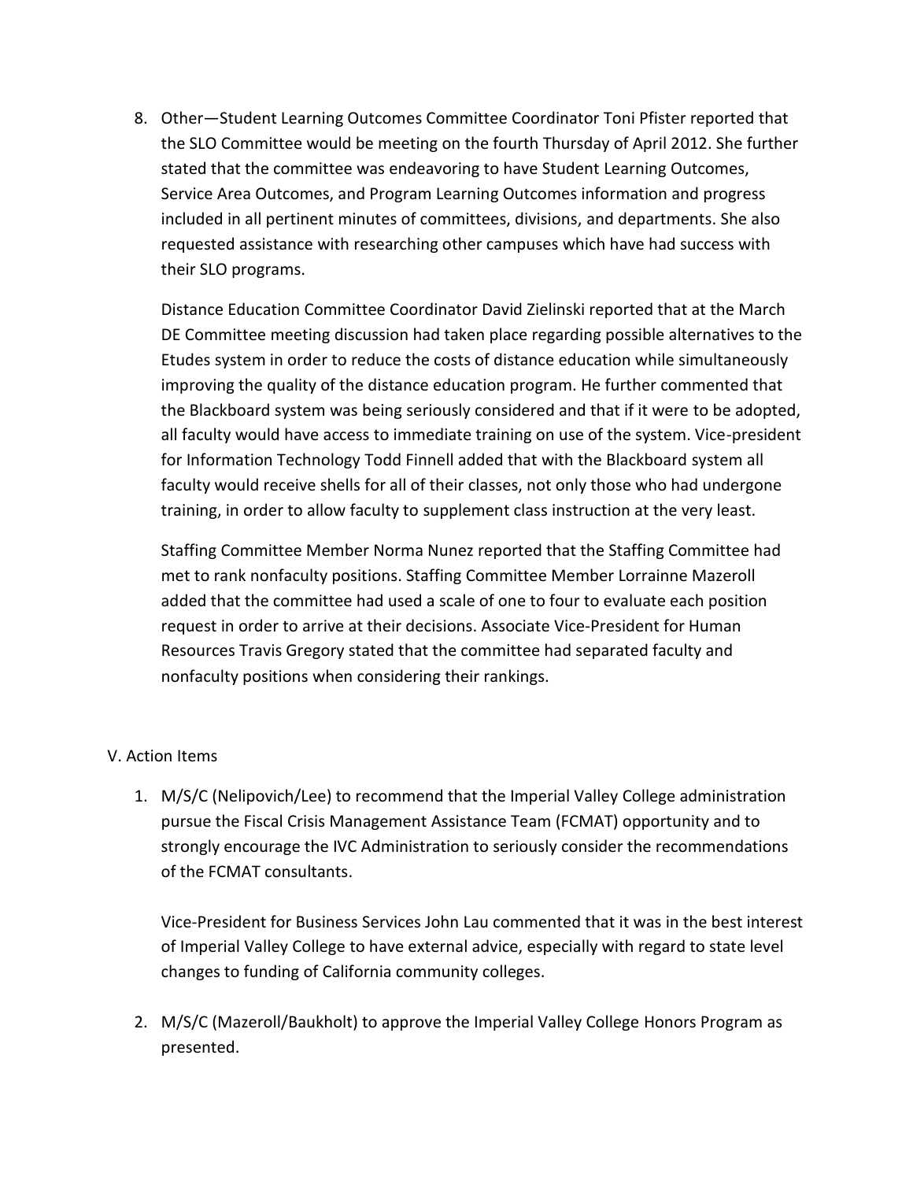8. Other—Student Learning Outcomes Committee Coordinator Toni Pfister reported that the SLO Committee would be meeting on the fourth Thursday of April 2012. She further stated that the committee was endeavoring to have Student Learning Outcomes, Service Area Outcomes, and Program Learning Outcomes information and progress included in all pertinent minutes of committees, divisions, and departments. She also requested assistance with researching other campuses which have had success with their SLO programs.

   Distance Education Committee Coordinator David Zielinski reported that at the March DE Committee meeting discussion had taken place regarding possible alternatives to the Etudes system in order to reduce the costs of distance education while simultaneously improving the quality of the distance education program. He further commented that the Blackboard system was being seriously considered and that if it were to be adopted, all faculty would have access to immediate training on use of the system. Vice-president for Information Technology Todd Finnell added that with the Blackboard system all faculty would receive shells for all of their classes, not only those who had undergone training, in order to allow faculty to supplement class instruction at the very least.

   Staffing Committee Member Norma Nunez reported that the Staffing Committee had met to rank nonfaculty positions. Staffing Committee Member Lorrainne Mazeroll added that the committee had used a scale of one to four to evaluate each position request in order to arrive at their decisions. Associate Vice-President for Human Resources Travis Gregory stated that the committee had separated faculty and nonfaculty positions when considering their rankings.

V. Action Items

1. M/S/C (Nelipovich/Lee) to recommend that the Imperial Valley College administration pursue the Fiscal Crisis Management Assistance Team (FCMAT) opportunity and to strongly encourage the IVC Administration to seriously consider the recommendations of the FCMAT consultants.

   Vice-President for Business Services John Lau commented that it was in the best interest of Imperial Valley College to have external advice, especially with regard to state level changes to funding of California community colleges.

2. M/S/C (Mazeroll/Baukholt) to approve the Imperial Valley College Honors Program as presented.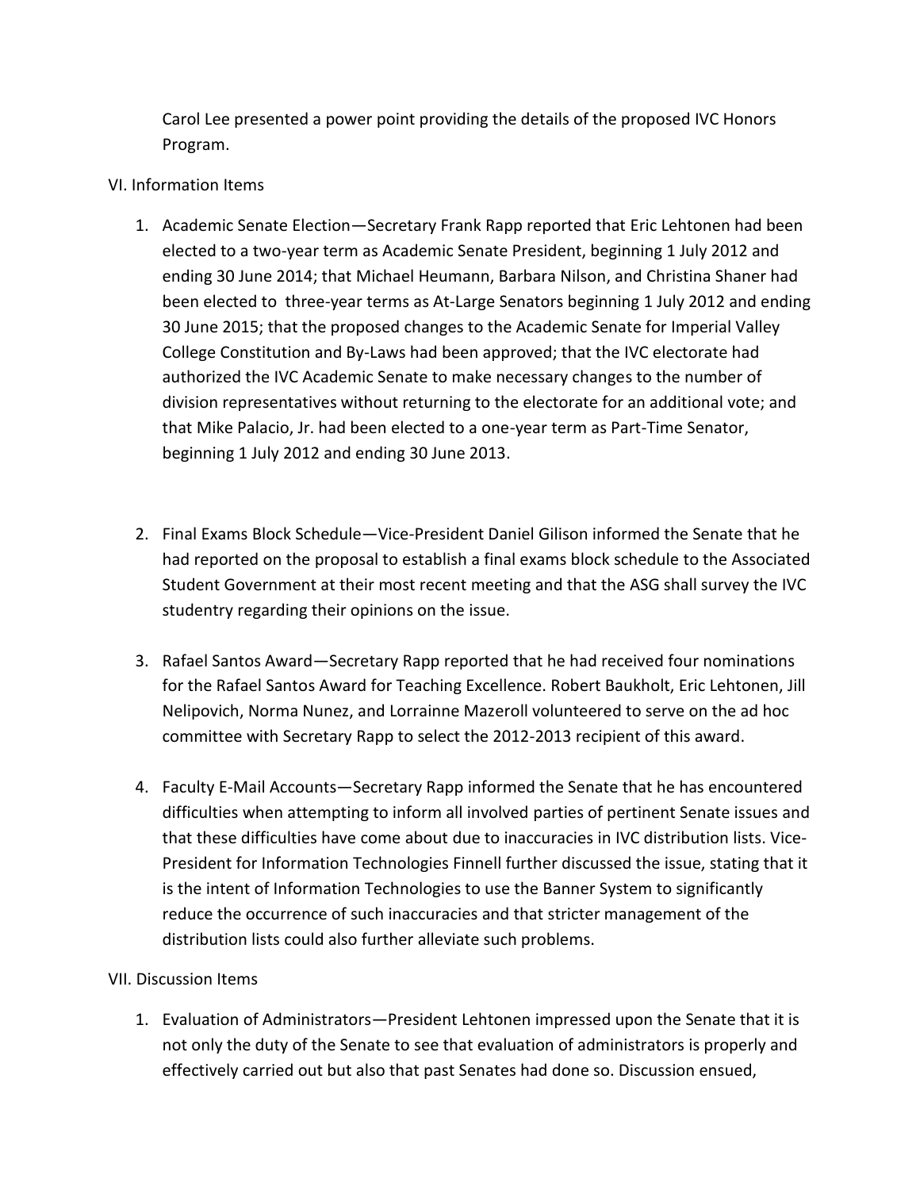Carol Lee presented a power point providing the details of the proposed IVC Honors Program.

VI. Information Items

1. Academic Senate Election—Secretary Frank Rapp reported that Eric Lehtonen had been elected to a two-year term as Academic Senate President, beginning 1 July 2012 and ending 30 June 2014; that Michael Heumann, Barbara Nilson, and Christina Shaner had been elected to three-year terms as At-Large Senators beginning 1 July 2012 and ending 30 June 2015; that the proposed changes to the Academic Senate for Imperial Valley College Constitution and By-Laws had been approved; that the IVC electorate had authorized the IVC Academic Senate to make necessary changes to the number of division representatives without returning to the electorate for an additional vote; and that Mike Palacio, Jr. had been elected to a one-year term as Part-Time Senator, beginning 1 July 2012 and ending 30 June 2013.

2. Final Exams Block Schedule—Vice-President Daniel Gilison informed the Senate that he had reported on the proposal to establish a final exams block schedule to the Associated Student Government at their most recent meeting and that the ASG shall survey the IVC studentry regarding their opinions on the issue.

3. Rafael Santos Award—Secretary Rapp reported that he had received four nominations for the Rafael Santos Award for Teaching Excellence. Robert Baukholt, Eric Lehtonen, Jill Nelipovich, Norma Nunez, and Lorrainne Mazeroll volunteered to serve on the ad hoc committee with Secretary Rapp to select the 2012-2013 recipient of this award.

4. Faculty E-Mail Accounts—Secretary Rapp informed the Senate that he has encountered difficulties when attempting to inform all involved parties of pertinent Senate issues and that these difficulties have come about due to inaccuracies in IVC distribution lists. Vice-President for Information Technologies Finnell further discussed the issue, stating that it is the intent of Information Technologies to use the Banner System to significantly reduce the occurrence of such inaccuracies and that stricter management of the distribution lists could also further alleviate such problems.

VII. Discussion Items

1. Evaluation of Administrators—President Lehtonen impressed upon the Senate that it is not only the duty of the Senate to see that evaluation of administrators is properly and effectively carried out but also that past Senates had done so. Discussion ensued,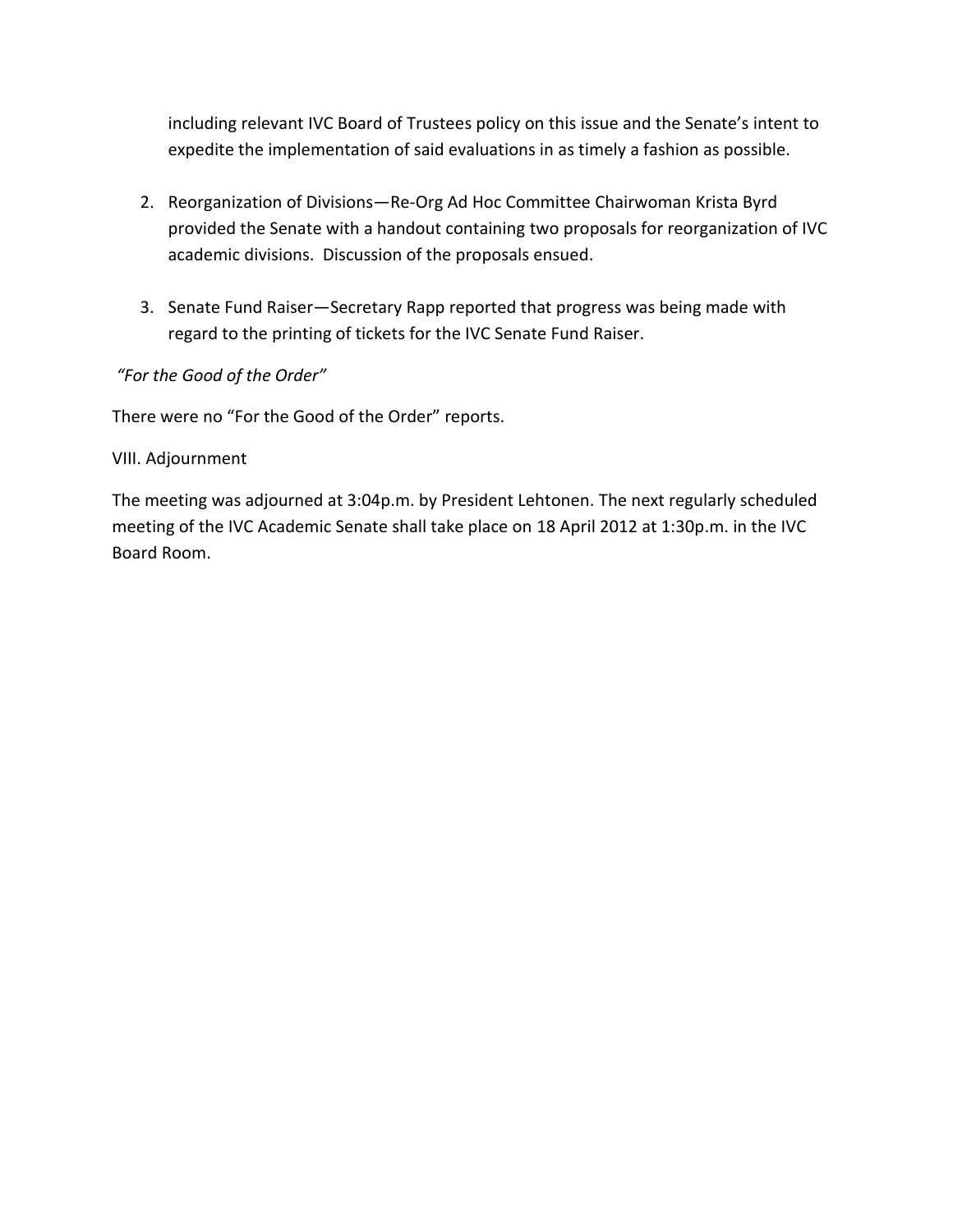including relevant IVC Board of Trustees policy on this issue and the Senate's intent to expedite the implementation of said evaluations in as timely a fashion as possible.

2. Reorganization of Divisions—Re-Org Ad Hoc Committee Chairwoman Krista Byrd provided the Senate with a handout containing two proposals for reorganization of IVC academic divisions. Discussion of the proposals ensued.

3. Senate Fund Raiser—Secretary Rapp reported that progress was being made with regard to the printing of tickets for the IVC Senate Fund Raiser.

*"For the Good of the Order"*

There were no "For the Good of the Order" reports.

VIII. Adjournment

The meeting was adjourned at 3:04p.m. by President Lehtonen. The next regularly scheduled meeting of the IVC Academic Senate shall take place on 18 April 2012 at 1:30p.m. in the IVC Board Room.